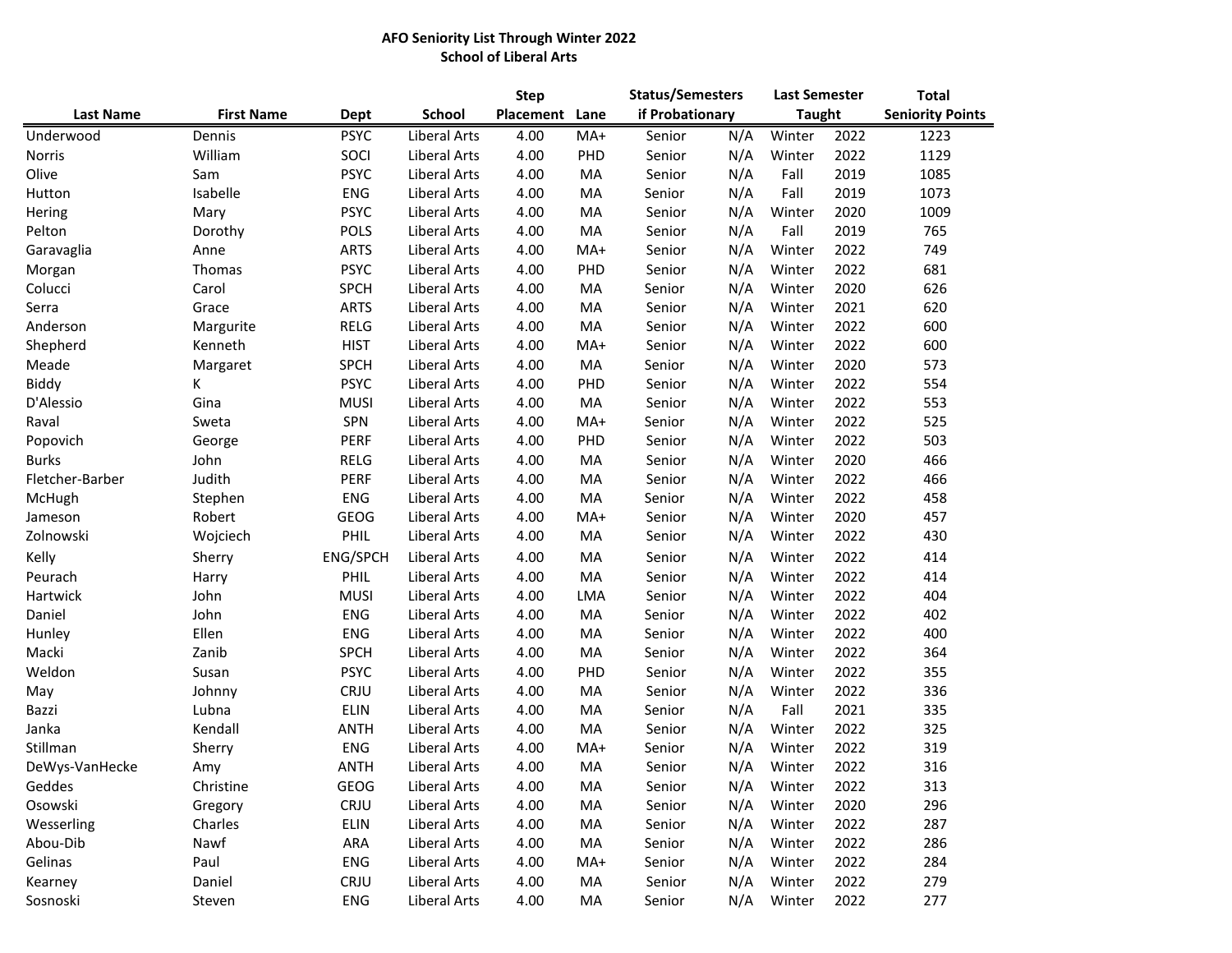**AFO Seniority List Through Winter 2022**
**School of Liberal Arts**

| Last Name | First Name | Dept | School | Step Placement | Lane | Status/Semesters if Probationary | | Last Semester Taught | | Total Seniority Points |
|---|---|---|---|---|---|---|---|---|---|---|
| Underwood | Dennis | PSYC | Liberal Arts | 4.00 | MA+ | Senior | N/A | Winter | 2022 | 1223 |
| Norris | William | SOCI | Liberal Arts | 4.00 | PHD | Senior | N/A | Winter | 2022 | 1129 |
| Olive | Sam | PSYC | Liberal Arts | 4.00 | MA | Senior | N/A | Fall | 2019 | 1085 |
| Hutton | Isabelle | ENG | Liberal Arts | 4.00 | MA | Senior | N/A | Fall | 2019 | 1073 |
| Hering | Mary | PSYC | Liberal Arts | 4.00 | MA | Senior | N/A | Winter | 2020 | 1009 |
| Pelton | Dorothy | POLS | Liberal Arts | 4.00 | MA | Senior | N/A | Fall | 2019 | 765 |
| Garavaglia | Anne | ARTS | Liberal Arts | 4.00 | MA+ | Senior | N/A | Winter | 2022 | 749 |
| Morgan | Thomas | PSYC | Liberal Arts | 4.00 | PHD | Senior | N/A | Winter | 2022 | 681 |
| Colucci | Carol | SPCH | Liberal Arts | 4.00 | MA | Senior | N/A | Winter | 2020 | 626 |
| Serra | Grace | ARTS | Liberal Arts | 4.00 | MA | Senior | N/A | Winter | 2021 | 620 |
| Anderson | Margurite | RELG | Liberal Arts | 4.00 | MA | Senior | N/A | Winter | 2022 | 600 |
| Shepherd | Kenneth | HIST | Liberal Arts | 4.00 | MA+ | Senior | N/A | Winter | 2022 | 600 |
| Meade | Margaret | SPCH | Liberal Arts | 4.00 | MA | Senior | N/A | Winter | 2020 | 573 |
| Biddy | K | PSYC | Liberal Arts | 4.00 | PHD | Senior | N/A | Winter | 2022 | 554 |
| D'Alessio | Gina | MUSI | Liberal Arts | 4.00 | MA | Senior | N/A | Winter | 2022 | 553 |
| Raval | Sweta | SPN | Liberal Arts | 4.00 | MA+ | Senior | N/A | Winter | 2022 | 525 |
| Popovich | George | PERF | Liberal Arts | 4.00 | PHD | Senior | N/A | Winter | 2022 | 503 |
| Burks | John | RELG | Liberal Arts | 4.00 | MA | Senior | N/A | Winter | 2020 | 466 |
| Fletcher-Barber | Judith | PERF | Liberal Arts | 4.00 | MA | Senior | N/A | Winter | 2022 | 466 |
| McHugh | Stephen | ENG | Liberal Arts | 4.00 | MA | Senior | N/A | Winter | 2022 | 458 |
| Jameson | Robert | GEOG | Liberal Arts | 4.00 | MA+ | Senior | N/A | Winter | 2020 | 457 |
| Zolnowski | Wojciech | PHIL | Liberal Arts | 4.00 | MA | Senior | N/A | Winter | 2022 | 430 |
| Kelly | Sherry | ENG/SPCH | Liberal Arts | 4.00 | MA | Senior | N/A | Winter | 2022 | 414 |
| Peurach | Harry | PHIL | Liberal Arts | 4.00 | MA | Senior | N/A | Winter | 2022 | 414 |
| Hartwick | John | MUSI | Liberal Arts | 4.00 | LMA | Senior | N/A | Winter | 2022 | 404 |
| Daniel | John | ENG | Liberal Arts | 4.00 | MA | Senior | N/A | Winter | 2022 | 402 |
| Hunley | Ellen | ENG | Liberal Arts | 4.00 | MA | Senior | N/A | Winter | 2022 | 400 |
| Macki | Zanib | SPCH | Liberal Arts | 4.00 | MA | Senior | N/A | Winter | 2022 | 364 |
| Weldon | Susan | PSYC | Liberal Arts | 4.00 | PHD | Senior | N/A | Winter | 2022 | 355 |
| May | Johnny | CRJU | Liberal Arts | 4.00 | MA | Senior | N/A | Winter | 2022 | 336 |
| Bazzi | Lubna | ELIN | Liberal Arts | 4.00 | MA | Senior | N/A | Fall | 2021 | 335 |
| Janka | Kendall | ANTH | Liberal Arts | 4.00 | MA | Senior | N/A | Winter | 2022 | 325 |
| Stillman | Sherry | ENG | Liberal Arts | 4.00 | MA+ | Senior | N/A | Winter | 2022 | 319 |
| DeWys-VanHecke | Amy | ANTH | Liberal Arts | 4.00 | MA | Senior | N/A | Winter | 2022 | 316 |
| Geddes | Christine | GEOG | Liberal Arts | 4.00 | MA | Senior | N/A | Winter | 2022 | 313 |
| Osowski | Gregory | CRJU | Liberal Arts | 4.00 | MA | Senior | N/A | Winter | 2020 | 296 |
| Wesserling | Charles | ELIN | Liberal Arts | 4.00 | MA | Senior | N/A | Winter | 2022 | 287 |
| Abou-Dib | Nawf | ARA | Liberal Arts | 4.00 | MA | Senior | N/A | Winter | 2022 | 286 |
| Gelinas | Paul | ENG | Liberal Arts | 4.00 | MA+ | Senior | N/A | Winter | 2022 | 284 |
| Kearney | Daniel | CRJU | Liberal Arts | 4.00 | MA | Senior | N/A | Winter | 2022 | 279 |
| Sosnoski | Steven | ENG | Liberal Arts | 4.00 | MA | Senior | N/A | Winter | 2022 | 277 |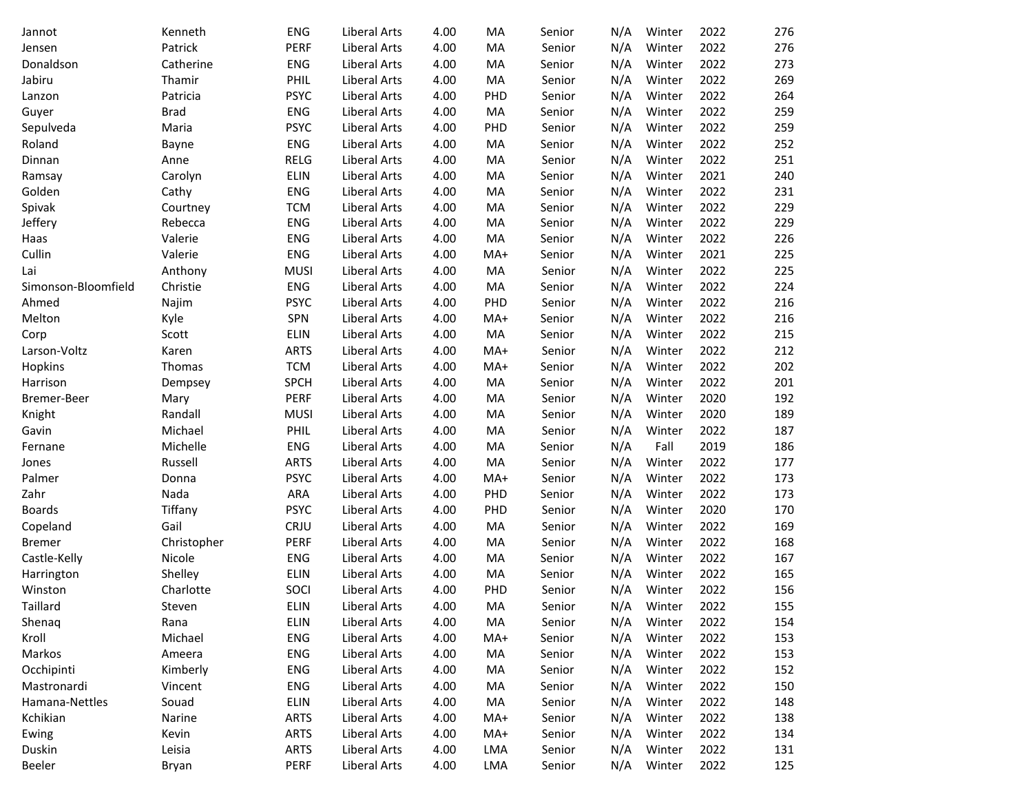| | | | | | | | | | | |
|---|---|---|---|---|---|---|---|---|---|---|
| Jannot | Kenneth | ENG | Liberal Arts | 4.00 | MA | Senior | N/A | Winter | 2022 | 276 |
| Jensen | Patrick | PERF | Liberal Arts | 4.00 | MA | Senior | N/A | Winter | 2022 | 276 |
| Donaldson | Catherine | ENG | Liberal Arts | 4.00 | MA | Senior | N/A | Winter | 2022 | 273 |
| Jabiru | Thamir | PHIL | Liberal Arts | 4.00 | MA | Senior | N/A | Winter | 2022 | 269 |
| Lanzon | Patricia | PSYC | Liberal Arts | 4.00 | PHD | Senior | N/A | Winter | 2022 | 264 |
| Guyer | Brad | ENG | Liberal Arts | 4.00 | MA | Senior | N/A | Winter | 2022 | 259 |
| Sepulveda | Maria | PSYC | Liberal Arts | 4.00 | PHD | Senior | N/A | Winter | 2022 | 259 |
| Roland | Bayne | ENG | Liberal Arts | 4.00 | MA | Senior | N/A | Winter | 2022 | 252 |
| Dinnan | Anne | RELG | Liberal Arts | 4.00 | MA | Senior | N/A | Winter | 2022 | 251 |
| Ramsay | Carolyn | ELIN | Liberal Arts | 4.00 | MA | Senior | N/A | Winter | 2021 | 240 |
| Golden | Cathy | ENG | Liberal Arts | 4.00 | MA | Senior | N/A | Winter | 2022 | 231 |
| Spivak | Courtney | TCM | Liberal Arts | 4.00 | MA | Senior | N/A | Winter | 2022 | 229 |
| Jeffery | Rebecca | ENG | Liberal Arts | 4.00 | MA | Senior | N/A | Winter | 2022 | 229 |
| Haas | Valerie | ENG | Liberal Arts | 4.00 | MA | Senior | N/A | Winter | 2022 | 226 |
| Cullin | Valerie | ENG | Liberal Arts | 4.00 | MA+ | Senior | N/A | Winter | 2021 | 225 |
| Lai | Anthony | MUSI | Liberal Arts | 4.00 | MA | Senior | N/A | Winter | 2022 | 225 |
| Simonson-Bloomfield | Christie | ENG | Liberal Arts | 4.00 | MA | Senior | N/A | Winter | 2022 | 224 |
| Ahmed | Najim | PSYC | Liberal Arts | 4.00 | PHD | Senior | N/A | Winter | 2022 | 216 |
| Melton | Kyle | SPN | Liberal Arts | 4.00 | MA+ | Senior | N/A | Winter | 2022 | 216 |
| Corp | Scott | ELIN | Liberal Arts | 4.00 | MA | Senior | N/A | Winter | 2022 | 215 |
| Larson-Voltz | Karen | ARTS | Liberal Arts | 4.00 | MA+ | Senior | N/A | Winter | 2022 | 212 |
| Hopkins | Thomas | TCM | Liberal Arts | 4.00 | MA+ | Senior | N/A | Winter | 2022 | 202 |
| Harrison | Dempsey | SPCH | Liberal Arts | 4.00 | MA | Senior | N/A | Winter | 2022 | 201 |
| Bremer-Beer | Mary | PERF | Liberal Arts | 4.00 | MA | Senior | N/A | Winter | 2020 | 192 |
| Knight | Randall | MUSI | Liberal Arts | 4.00 | MA | Senior | N/A | Winter | 2020 | 189 |
| Gavin | Michael | PHIL | Liberal Arts | 4.00 | MA | Senior | N/A | Winter | 2022 | 187 |
| Fernane | Michelle | ENG | Liberal Arts | 4.00 | MA | Senior | N/A | Fall | 2019 | 186 |
| Jones | Russell | ARTS | Liberal Arts | 4.00 | MA | Senior | N/A | Winter | 2022 | 177 |
| Palmer | Donna | PSYC | Liberal Arts | 4.00 | MA+ | Senior | N/A | Winter | 2022 | 173 |
| Zahr | Nada | ARA | Liberal Arts | 4.00 | PHD | Senior | N/A | Winter | 2022 | 173 |
| Boards | Tiffany | PSYC | Liberal Arts | 4.00 | PHD | Senior | N/A | Winter | 2020 | 170 |
| Copeland | Gail | CRJU | Liberal Arts | 4.00 | MA | Senior | N/A | Winter | 2022 | 169 |
| Bremer | Christopher | PERF | Liberal Arts | 4.00 | MA | Senior | N/A | Winter | 2022 | 168 |
| Castle-Kelly | Nicole | ENG | Liberal Arts | 4.00 | MA | Senior | N/A | Winter | 2022 | 167 |
| Harrington | Shelley | ELIN | Liberal Arts | 4.00 | MA | Senior | N/A | Winter | 2022 | 165 |
| Winston | Charlotte | SOCI | Liberal Arts | 4.00 | PHD | Senior | N/A | Winter | 2022 | 156 |
| Taillard | Steven | ELIN | Liberal Arts | 4.00 | MA | Senior | N/A | Winter | 2022 | 155 |
| Shenaq | Rana | ELIN | Liberal Arts | 4.00 | MA | Senior | N/A | Winter | 2022 | 154 |
| Kroll | Michael | ENG | Liberal Arts | 4.00 | MA+ | Senior | N/A | Winter | 2022 | 153 |
| Markos | Ameera | ENG | Liberal Arts | 4.00 | MA | Senior | N/A | Winter | 2022 | 153 |
| Occhipinti | Kimberly | ENG | Liberal Arts | 4.00 | MA | Senior | N/A | Winter | 2022 | 152 |
| Mastronardi | Vincent | ENG | Liberal Arts | 4.00 | MA | Senior | N/A | Winter | 2022 | 150 |
| Hamana-Nettles | Souad | ELIN | Liberal Arts | 4.00 | MA | Senior | N/A | Winter | 2022 | 148 |
| Kchikian | Narine | ARTS | Liberal Arts | 4.00 | MA+ | Senior | N/A | Winter | 2022 | 138 |
| Ewing | Kevin | ARTS | Liberal Arts | 4.00 | MA+ | Senior | N/A | Winter | 2022 | 134 |
| Duskin | Leisia | ARTS | Liberal Arts | 4.00 | LMA | Senior | N/A | Winter | 2022 | 131 |
| Beeler | Bryan | PERF | Liberal Arts | 4.00 | LMA | Senior | N/A | Winter | 2022 | 125 |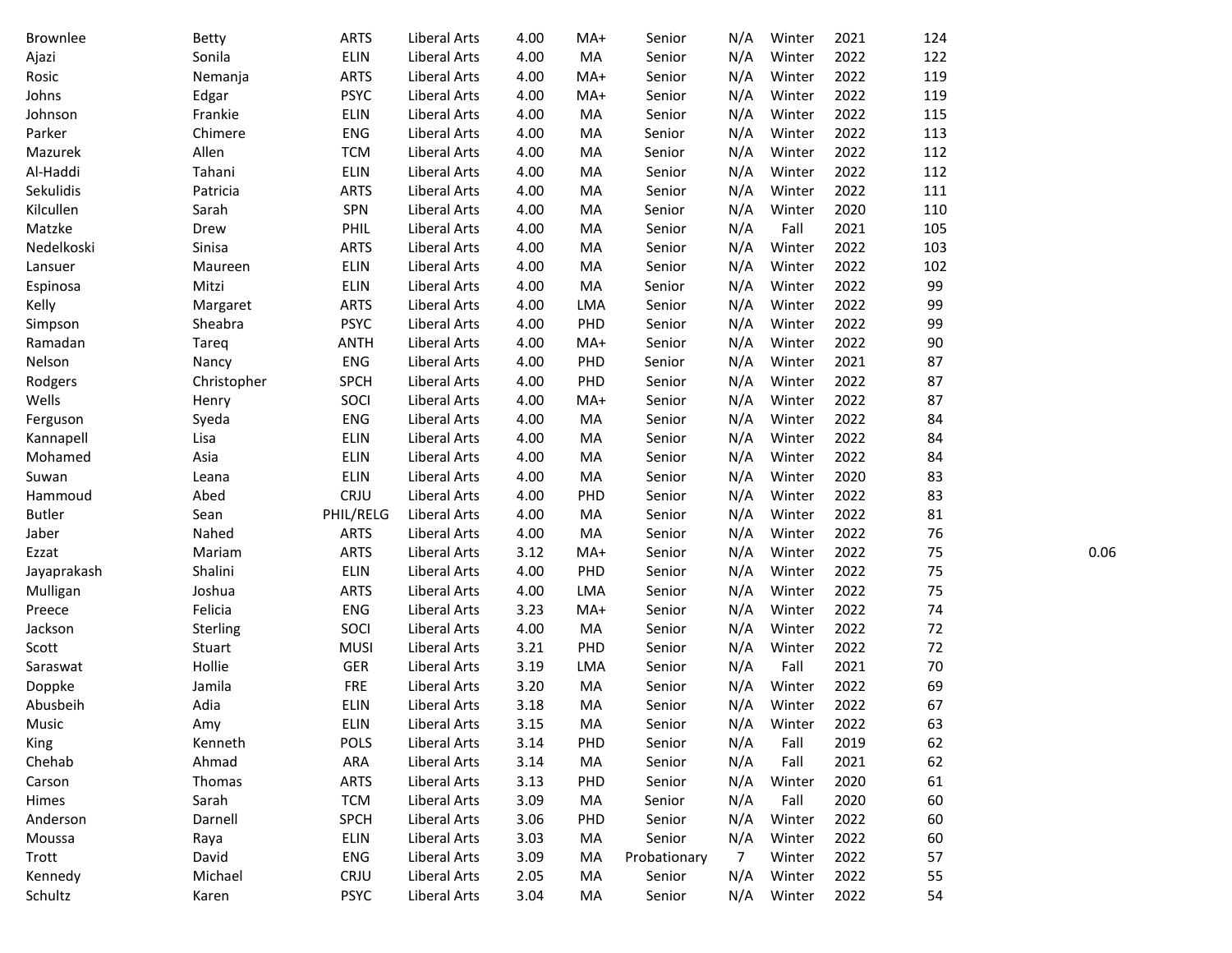| | | | | | | | | | | | |
|---|---|---|---|---|---|---|---|---|---|---|---|
| Brownlee | Betty | ARTS | Liberal Arts | 4.00 | MA+ | Senior | N/A | Winter | 2021 | 124 | |
| Ajazi | Sonila | ELIN | Liberal Arts | 4.00 | MA | Senior | N/A | Winter | 2022 | 122 | |
| Rosic | Nemanja | ARTS | Liberal Arts | 4.00 | MA+ | Senior | N/A | Winter | 2022 | 119 | |
| Johns | Edgar | PSYC | Liberal Arts | 4.00 | MA+ | Senior | N/A | Winter | 2022 | 119 | |
| Johnson | Frankie | ELIN | Liberal Arts | 4.00 | MA | Senior | N/A | Winter | 2022 | 115 | |
| Parker | Chimere | ENG | Liberal Arts | 4.00 | MA | Senior | N/A | Winter | 2022 | 113 | |
| Mazurek | Allen | TCM | Liberal Arts | 4.00 | MA | Senior | N/A | Winter | 2022 | 112 | |
| Al-Haddi | Tahani | ELIN | Liberal Arts | 4.00 | MA | Senior | N/A | Winter | 2022 | 112 | |
| Sekulidis | Patricia | ARTS | Liberal Arts | 4.00 | MA | Senior | N/A | Winter | 2022 | 111 | |
| Kilcullen | Sarah | SPN | Liberal Arts | 4.00 | MA | Senior | N/A | Winter | 2020 | 110 | |
| Matzke | Drew | PHIL | Liberal Arts | 4.00 | MA | Senior | N/A | Fall | 2021 | 105 | |
| Nedelkoski | Sinisa | ARTS | Liberal Arts | 4.00 | MA | Senior | N/A | Winter | 2022 | 103 | |
| Lansuer | Maureen | ELIN | Liberal Arts | 4.00 | MA | Senior | N/A | Winter | 2022 | 102 | |
| Espinosa | Mitzi | ELIN | Liberal Arts | 4.00 | MA | Senior | N/A | Winter | 2022 | 99 | |
| Kelly | Margaret | ARTS | Liberal Arts | 4.00 | LMA | Senior | N/A | Winter | 2022 | 99 | |
| Simpson | Sheabra | PSYC | Liberal Arts | 4.00 | PHD | Senior | N/A | Winter | 2022 | 99 | |
| Ramadan | Tareq | ANTH | Liberal Arts | 4.00 | MA+ | Senior | N/A | Winter | 2022 | 90 | |
| Nelson | Nancy | ENG | Liberal Arts | 4.00 | PHD | Senior | N/A | Winter | 2021 | 87 | |
| Rodgers | Christopher | SPCH | Liberal Arts | 4.00 | PHD | Senior | N/A | Winter | 2022 | 87 | |
| Wells | Henry | SOCI | Liberal Arts | 4.00 | MA+ | Senior | N/A | Winter | 2022 | 87 | |
| Ferguson | Syeda | ENG | Liberal Arts | 4.00 | MA | Senior | N/A | Winter | 2022 | 84 | |
| Kannapell | Lisa | ELIN | Liberal Arts | 4.00 | MA | Senior | N/A | Winter | 2022 | 84 | |
| Mohamed | Asia | ELIN | Liberal Arts | 4.00 | MA | Senior | N/A | Winter | 2022 | 84 | |
| Suwan | Leana | ELIN | Liberal Arts | 4.00 | MA | Senior | N/A | Winter | 2020 | 83 | |
| Hammoud | Abed | CRJU | Liberal Arts | 4.00 | PHD | Senior | N/A | Winter | 2022 | 83 | |
| Butler | Sean | PHIL/RELG | Liberal Arts | 4.00 | MA | Senior | N/A | Winter | 2022 | 81 | |
| Jaber | Nahed | ARTS | Liberal Arts | 4.00 | MA | Senior | N/A | Winter | 2022 | 76 | |
| Ezzat | Mariam | ARTS | Liberal Arts | 3.12 | MA+ | Senior | N/A | Winter | 2022 | 75 | 0.06 |
| Jayaprakash | Shalini | ELIN | Liberal Arts | 4.00 | PHD | Senior | N/A | Winter | 2022 | 75 | |
| Mulligan | Joshua | ARTS | Liberal Arts | 4.00 | LMA | Senior | N/A | Winter | 2022 | 75 | |
| Preece | Felicia | ENG | Liberal Arts | 3.23 | MA+ | Senior | N/A | Winter | 2022 | 74 | |
| Jackson | Sterling | SOCI | Liberal Arts | 4.00 | MA | Senior | N/A | Winter | 2022 | 72 | |
| Scott | Stuart | MUSI | Liberal Arts | 3.21 | PHD | Senior | N/A | Winter | 2022 | 72 | |
| Saraswat | Hollie | GER | Liberal Arts | 3.19 | LMA | Senior | N/A | Fall | 2021 | 70 | |
| Doppke | Jamila | FRE | Liberal Arts | 3.20 | MA | Senior | N/A | Winter | 2022 | 69 | |
| Abusbeih | Adia | ELIN | Liberal Arts | 3.18 | MA | Senior | N/A | Winter | 2022 | 67 | |
| Music | Amy | ELIN | Liberal Arts | 3.15 | MA | Senior | N/A | Winter | 2022 | 63 | |
| King | Kenneth | POLS | Liberal Arts | 3.14 | PHD | Senior | N/A | Fall | 2019 | 62 | |
| Chehab | Ahmad | ARA | Liberal Arts | 3.14 | MA | Senior | N/A | Fall | 2021 | 62 | |
| Carson | Thomas | ARTS | Liberal Arts | 3.13 | PHD | Senior | N/A | Winter | 2020 | 61 | |
| Himes | Sarah | TCM | Liberal Arts | 3.09 | MA | Senior | N/A | Fall | 2020 | 60 | |
| Anderson | Darnell | SPCH | Liberal Arts | 3.06 | PHD | Senior | N/A | Winter | 2022 | 60 | |
| Moussa | Raya | ELIN | Liberal Arts | 3.03 | MA | Senior | N/A | Winter | 2022 | 60 | |
| Trott | David | ENG | Liberal Arts | 3.09 | MA | Probationary | 7 | Winter | 2022 | 57 | |
| Kennedy | Michael | CRJU | Liberal Arts | 2.05 | MA | Senior | N/A | Winter | 2022 | 55 | |
| Schultz | Karen | PSYC | Liberal Arts | 3.04 | MA | Senior | N/A | Winter | 2022 | 54 | |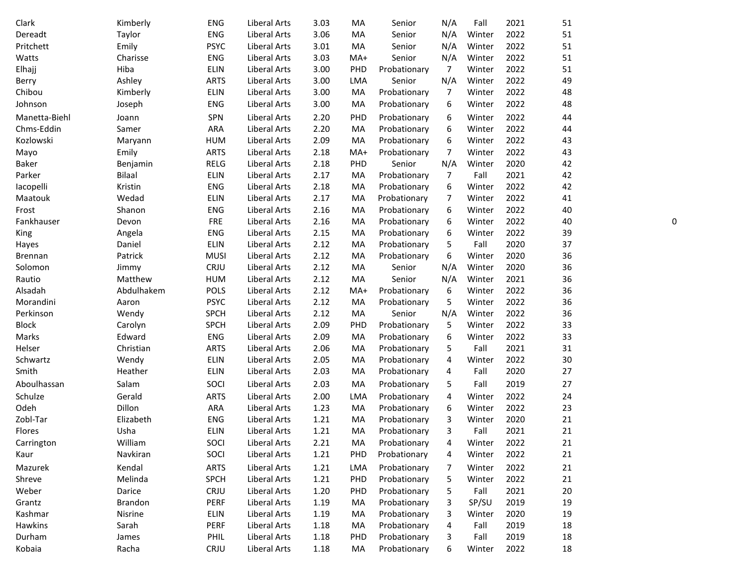| | | | | | | | | | | | |
|---|---|---|---|---|---|---|---|---|---|---|---|
| Clark | Kimberly | ENG | Liberal Arts | 3.03 | MA | Senior | N/A | Fall | 2021 | 51 | |
| Dereadt | Taylor | ENG | Liberal Arts | 3.06 | MA | Senior | N/A | Winter | 2022 | 51 | |
| Pritchett | Emily | PSYC | Liberal Arts | 3.01 | MA | Senior | N/A | Winter | 2022 | 51 | |
| Watts | Charisse | ENG | Liberal Arts | 3.03 | MA+ | Senior | N/A | Winter | 2022 | 51 | |
| Elhajj | Hiba | ELIN | Liberal Arts | 3.00 | PHD | Probationary | 7 | Winter | 2022 | 51 | |
| Berry | Ashley | ARTS | Liberal Arts | 3.00 | LMA | Senior | N/A | Winter | 2022 | 49 | |
| Chibou | Kimberly | ELIN | Liberal Arts | 3.00 | MA | Probationary | 7 | Winter | 2022 | 48 | |
| Johnson | Joseph | ENG | Liberal Arts | 3.00 | MA | Probationary | 6 | Winter | 2022 | 48 | |
| Manetta-Biehl | Joann | SPN | Liberal Arts | 2.20 | PHD | Probationary | 6 | Winter | 2022 | 44 | |
| Chms-Eddin | Samer | ARA | Liberal Arts | 2.20 | MA | Probationary | 6 | Winter | 2022 | 44 | |
| Kozlowski | Maryann | HUM | Liberal Arts | 2.09 | MA | Probationary | 6 | Winter | 2022 | 43 | |
| Mayo | Emily | ARTS | Liberal Arts | 2.18 | MA+ | Probationary | 7 | Winter | 2022 | 43 | |
| Baker | Benjamin | RELG | Liberal Arts | 2.18 | PHD | Senior | N/A | Winter | 2020 | 42 | |
| Parker | Bilaal | ELIN | Liberal Arts | 2.17 | MA | Probationary | 7 | Fall | 2021 | 42 | |
| Iacopelli | Kristin | ENG | Liberal Arts | 2.18 | MA | Probationary | 6 | Winter | 2022 | 42 | |
| Maatouk | Wedad | ELIN | Liberal Arts | 2.17 | MA | Probationary | 7 | Winter | 2022 | 41 | |
| Frost | Shanon | ENG | Liberal Arts | 2.16 | MA | Probationary | 6 | Winter | 2022 | 40 | |
| Fankhauser | Devon | FRE | Liberal Arts | 2.16 | MA | Probationary | 6 | Winter | 2022 | 40 | 0 |
| King | Angela | ENG | Liberal Arts | 2.15 | MA | Probationary | 6 | Winter | 2022 | 39 | |
| Hayes | Daniel | ELIN | Liberal Arts | 2.12 | MA | Probationary | 5 | Fall | 2020 | 37 | |
| Brennan | Patrick | MUSI | Liberal Arts | 2.12 | MA | Probationary | 6 | Winter | 2020 | 36 | |
| Solomon | Jimmy | CRJU | Liberal Arts | 2.12 | MA | Senior | N/A | Winter | 2020 | 36 | |
| Rautio | Matthew | HUM | Liberal Arts | 2.12 | MA | Senior | N/A | Winter | 2021 | 36 | |
| Alsadah | Abdulhakem | POLS | Liberal Arts | 2.12 | MA+ | Probationary | 6 | Winter | 2022 | 36 | |
| Morandini | Aaron | PSYC | Liberal Arts | 2.12 | MA | Probationary | 5 | Winter | 2022 | 36 | |
| Perkinson | Wendy | SPCH | Liberal Arts | 2.12 | MA | Senior | N/A | Winter | 2022 | 36 | |
| Block | Carolyn | SPCH | Liberal Arts | 2.09 | PHD | Probationary | 5 | Winter | 2022 | 33 | |
| Marks | Edward | ENG | Liberal Arts | 2.09 | MA | Probationary | 6 | Winter | 2022 | 33 | |
| Helser | Christian | ARTS | Liberal Arts | 2.06 | MA | Probationary | 5 | Fall | 2021 | 31 | |
| Schwartz | Wendy | ELIN | Liberal Arts | 2.05 | MA | Probationary | 4 | Winter | 2022 | 30 | |
| Smith | Heather | ELIN | Liberal Arts | 2.03 | MA | Probationary | 4 | Fall | 2020 | 27 | |
| Aboulhassan | Salam | SOCI | Liberal Arts | 2.03 | MA | Probationary | 5 | Fall | 2019 | 27 | |
| Schulze | Gerald | ARTS | Liberal Arts | 2.00 | LMA | Probationary | 4 | Winter | 2022 | 24 | |
| Odeh | Dillon | ARA | Liberal Arts | 1.23 | MA | Probationary | 6 | Winter | 2022 | 23 | |
| Zobl-Tar | Elizabeth | ENG | Liberal Arts | 1.21 | MA | Probationary | 3 | Winter | 2020 | 21 | |
| Flores | Usha | ELIN | Liberal Arts | 1.21 | MA | Probationary | 3 | Fall | 2021 | 21 | |
| Carrington | William | SOCI | Liberal Arts | 2.21 | MA | Probationary | 4 | Winter | 2022 | 21 | |
| Kaur | Navkiran | SOCI | Liberal Arts | 1.21 | PHD | Probationary | 4 | Winter | 2022 | 21 | |
| Mazurek | Kendal | ARTS | Liberal Arts | 1.21 | LMA | Probationary | 7 | Winter | 2022 | 21 | |
| Shreve | Melinda | SPCH | Liberal Arts | 1.21 | PHD | Probationary | 5 | Winter | 2022 | 21 | |
| Weber | Darice | CRJU | Liberal Arts | 1.20 | PHD | Probationary | 5 | Fall | 2021 | 20 | |
| Grantz | Brandon | PERF | Liberal Arts | 1.19 | MA | Probationary | 3 | SP/SU | 2019 | 19 | |
| Kashmar | Nisrine | ELIN | Liberal Arts | 1.19 | MA | Probationary | 3 | Winter | 2020 | 19 | |
| Hawkins | Sarah | PERF | Liberal Arts | 1.18 | MA | Probationary | 4 | Fall | 2019 | 18 | |
| Durham | James | PHIL | Liberal Arts | 1.18 | PHD | Probationary | 3 | Fall | 2019 | 18 | |
| Kobaia | Racha | CRJU | Liberal Arts | 1.18 | MA | Probationary | 6 | Winter | 2022 | 18 | |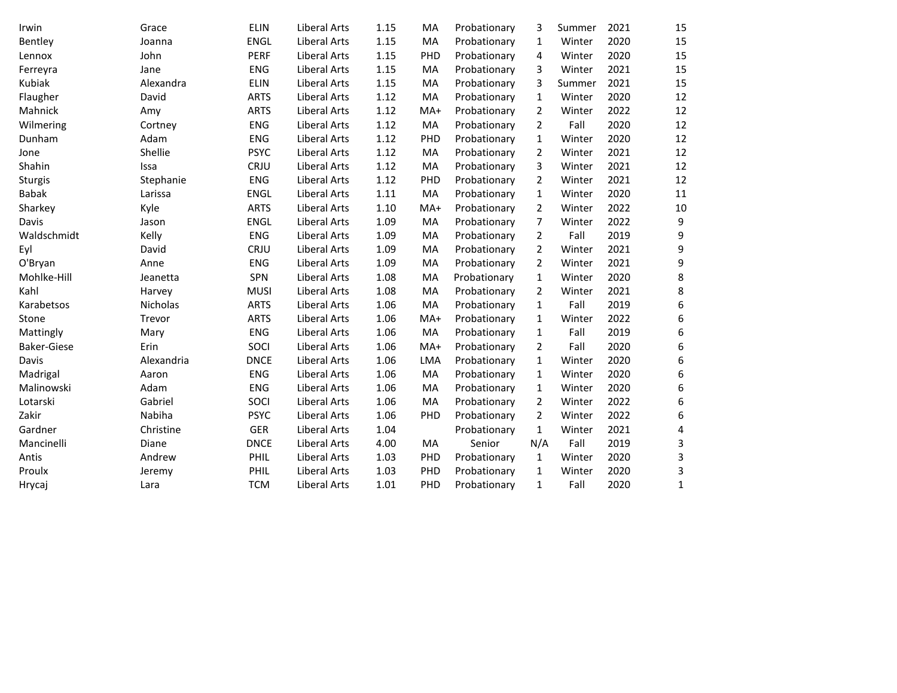| | | | | | | | | | | |
|---|---|---|---|---|---|---|---|---|---|---|
| Irwin | Grace | ELIN | Liberal Arts | 1.15 | MA | Probationary | 3 | Summer | 2021 | 15 |
| Bentley | Joanna | ENGL | Liberal Arts | 1.15 | MA | Probationary | 1 | Winter | 2020 | 15 |
| Lennox | John | PERF | Liberal Arts | 1.15 | PHD | Probationary | 4 | Winter | 2020 | 15 |
| Ferreyra | Jane | ENG | Liberal Arts | 1.15 | MA | Probationary | 3 | Winter | 2021 | 15 |
| Kubiak | Alexandra | ELIN | Liberal Arts | 1.15 | MA | Probationary | 3 | Summer | 2021 | 15 |
| Flaugher | David | ARTS | Liberal Arts | 1.12 | MA | Probationary | 1 | Winter | 2020 | 12 |
| Mahnick | Amy | ARTS | Liberal Arts | 1.12 | MA+ | Probationary | 2 | Winter | 2022 | 12 |
| Wilmering | Cortney | ENG | Liberal Arts | 1.12 | MA | Probationary | 2 | Fall | 2020 | 12 |
| Dunham | Adam | ENG | Liberal Arts | 1.12 | PHD | Probationary | 1 | Winter | 2020 | 12 |
| Jone | Shellie | PSYC | Liberal Arts | 1.12 | MA | Probationary | 2 | Winter | 2021 | 12 |
| Shahin | Issa | CRJU | Liberal Arts | 1.12 | MA | Probationary | 3 | Winter | 2021 | 12 |
| Sturgis | Stephanie | ENG | Liberal Arts | 1.12 | PHD | Probationary | 2 | Winter | 2021 | 12 |
| Babak | Larissa | ENGL | Liberal Arts | 1.11 | MA | Probationary | 1 | Winter | 2020 | 11 |
| Sharkey | Kyle | ARTS | Liberal Arts | 1.10 | MA+ | Probationary | 2 | Winter | 2022 | 10 |
| Davis | Jason | ENGL | Liberal Arts | 1.09 | MA | Probationary | 7 | Winter | 2022 | 9 |
| Waldschmidt | Kelly | ENG | Liberal Arts | 1.09 | MA | Probationary | 2 | Fall | 2019 | 9 |
| Eyl | David | CRJU | Liberal Arts | 1.09 | MA | Probationary | 2 | Winter | 2021 | 9 |
| O'Bryan | Anne | ENG | Liberal Arts | 1.09 | MA | Probationary | 2 | Winter | 2021 | 9 |
| Mohlke-Hill | Jeanetta | SPN | Liberal Arts | 1.08 | MA | Probationary | 1 | Winter | 2020 | 8 |
| Kahl | Harvey | MUSI | Liberal Arts | 1.08 | MA | Probationary | 2 | Winter | 2021 | 8 |
| Karabetsos | Nicholas | ARTS | Liberal Arts | 1.06 | MA | Probationary | 1 | Fall | 2019 | 6 |
| Stone | Trevor | ARTS | Liberal Arts | 1.06 | MA+ | Probationary | 1 | Winter | 2022 | 6 |
| Mattingly | Mary | ENG | Liberal Arts | 1.06 | MA | Probationary | 1 | Fall | 2019 | 6 |
| Baker-Giese | Erin | SOCI | Liberal Arts | 1.06 | MA+ | Probationary | 2 | Fall | 2020 | 6 |
| Davis | Alexandria | DNCE | Liberal Arts | 1.06 | LMA | Probationary | 1 | Winter | 2020 | 6 |
| Madrigal | Aaron | ENG | Liberal Arts | 1.06 | MA | Probationary | 1 | Winter | 2020 | 6 |
| Malinowski | Adam | ENG | Liberal Arts | 1.06 | MA | Probationary | 1 | Winter | 2020 | 6 |
| Lotarski | Gabriel | SOCI | Liberal Arts | 1.06 | MA | Probationary | 2 | Winter | 2022 | 6 |
| Zakir | Nabiha | PSYC | Liberal Arts | 1.06 | PHD | Probationary | 2 | Winter | 2022 | 6 |
| Gardner | Christine | GER | Liberal Arts | 1.04 | | Probationary | 1 | Winter | 2021 | 4 |
| Mancinelli | Diane | DNCE | Liberal Arts | 4.00 | MA | Senior | N/A | Fall | 2019 | 3 |
| Antis | Andrew | PHIL | Liberal Arts | 1.03 | PHD | Probationary | 1 | Winter | 2020 | 3 |
| Proulx | Jeremy | PHIL | Liberal Arts | 1.03 | PHD | Probationary | 1 | Winter | 2020 | 3 |
| Hrycaj | Lara | TCM | Liberal Arts | 1.01 | PHD | Probationary | 1 | Fall | 2020 | 1 |